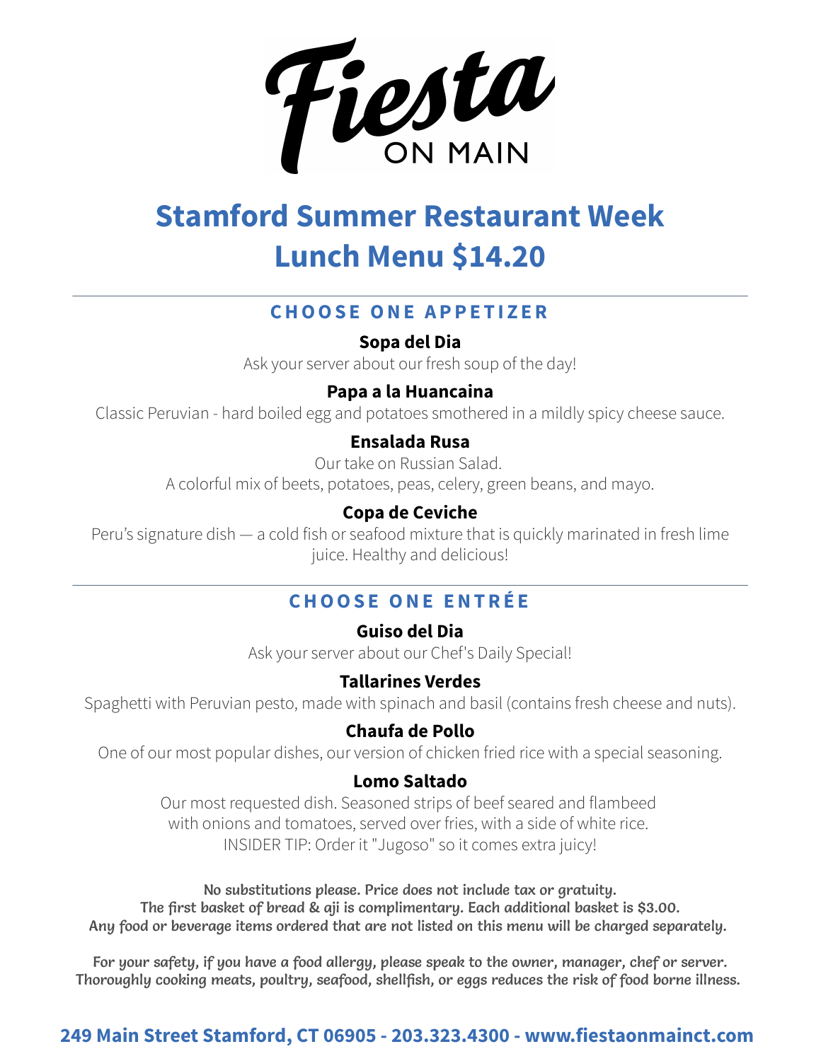# Fiesta ON MAIN

## Stamford Summer Restaurant Week
## Lunch Menu $14.20

---

### CHOOSE ONE APPETIZER

**Sopa del Dia**
Ask your server about our fresh soup of the day!

**Papa a la Huancaina**
Classic Peruvian - hard boiled egg and potatoes smothered in a mildly spicy cheese sauce.

**Ensalada Rusa**
Our take on Russian Salad.
A colorful mix of beets, potatoes, peas, celery, green beans, and mayo.

**Copa de Ceviche**
Peru's signature dish — a cold fish or seafood mixture that is quickly marinated in fresh lime juice. Healthy and delicious!

---

### CHOOSE ONE ENTRÉE

**Guiso del Dia**
Ask your server about our Chef's Daily Special!

**Tallarines Verdes**
Spaghetti with Peruvian pesto, made with spinach and basil (contains fresh cheese and nuts).

**Chaufa de Pollo**
One of our most popular dishes, our version of chicken fried rice with a special seasoning.

**Lomo Saltado**
Our most requested dish. Seasoned strips of beef seared and flambeed with onions and tomatoes, served over fries, with a side of white rice.
INSIDER TIP: Order it "Jugoso" so it comes extra juicy!

**No substitutions please. Price does not include tax or gratuity.**
**The first basket of bread & aji is complimentary. Each additional basket is $3.00.**
**Any food or beverage items ordered that are not listed on this menu will be charged separately.**

**For your safety, if you have a food allergy, please speak to the owner, manager, chef or server.**
**Thoroughly cooking meats, poultry, seafood, shellfish, or eggs reduces the risk of food borne illness.**

**249 Main Street Stamford, CT 06905 - 203.323.4300 - www.fiestaonmainct.com**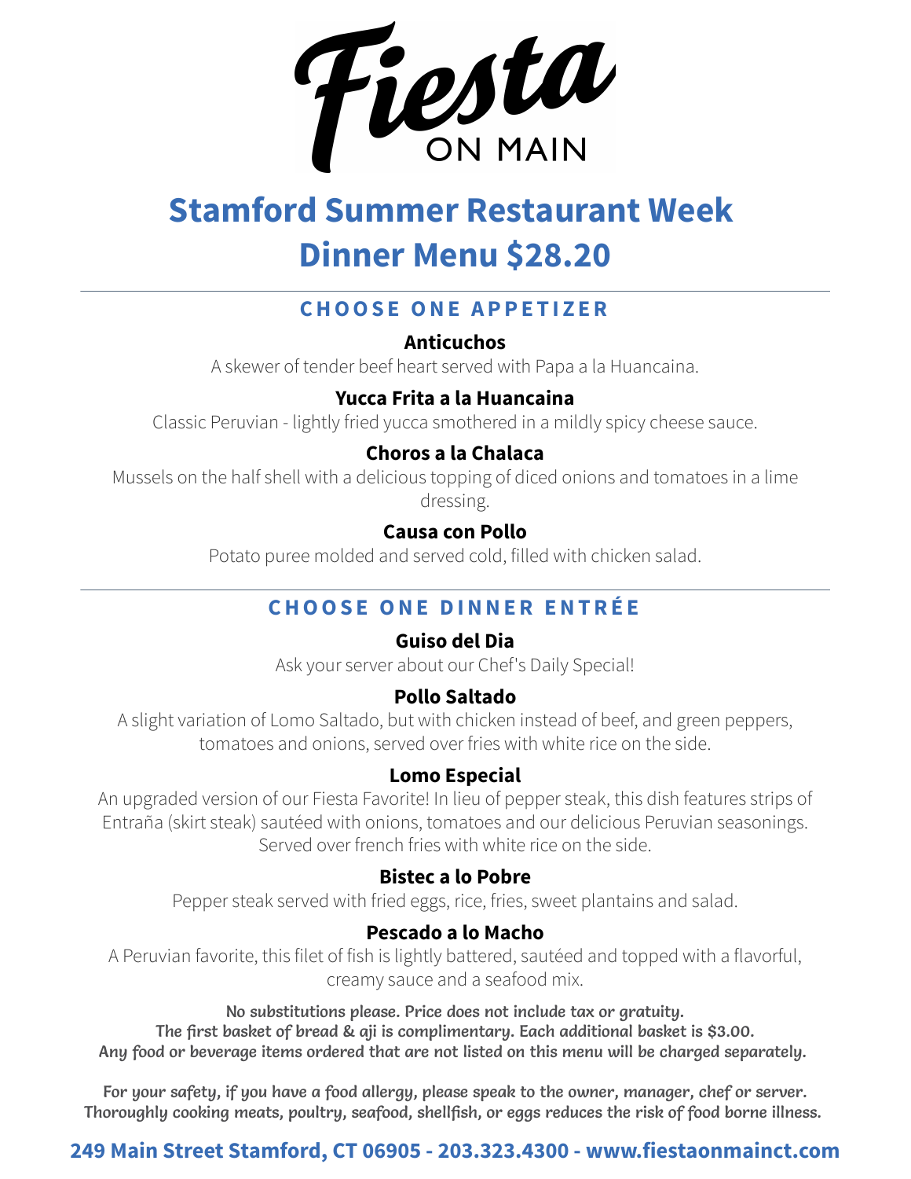# Fiesta ON MAIN

## Stamford Summer Restaurant Week
## Dinner Menu $28.20

---

### CHOOSE ONE APPETIZER

**Anticuchos**
A skewer of tender beef heart served with Papa a la Huancaina.

**Yucca Frita a la Huancaina**
Classic Peruvian - lightly fried yucca smothered in a mildly spicy cheese sauce.

**Choros a la Chalaca**
Mussels on the half shell with a delicious topping of diced onions and tomatoes in a lime dressing.

**Causa con Pollo**
Potato puree molded and served cold, filled with chicken salad.

---

### CHOOSE ONE DINNER ENTRÉE

**Guiso del Dia**
Ask your server about our Chef's Daily Special!

**Pollo Saltado**
A slight variation of Lomo Saltado, but with chicken instead of beef, and green peppers, tomatoes and onions, served over fries with white rice on the side.

**Lomo Especial**
An upgraded version of our Fiesta Favorite! In lieu of pepper steak, this dish features strips of Entraña (skirt steak) sautéed with onions, tomatoes and our delicious Peruvian seasonings. Served over french fries with white rice on the side.

**Bistec a lo Pobre**
Pepper steak served with fried eggs, rice, fries, sweet plantains and salad.

**Pescado a lo Macho**
A Peruvian favorite, this filet of fish is lightly battered, sautéed and topped with a flavorful, creamy sauce and a seafood mix.

***No substitutions please. Price does not include tax or gratuity.***
***The first basket of bread & aji is complimentary. Each additional basket is $3.00.***
***Any food or beverage items ordered that are not listed on this menu will be charged separately.***

***For your safety, if you have a food allergy, please speak to the owner, manager, chef or server.***
***Thoroughly cooking meats, poultry, seafood, shellfish, or eggs reduces the risk of food borne illness.***

**249 Main Street Stamford, CT 06905 - 203.323.4300 - www.fiestaonmainct.com**